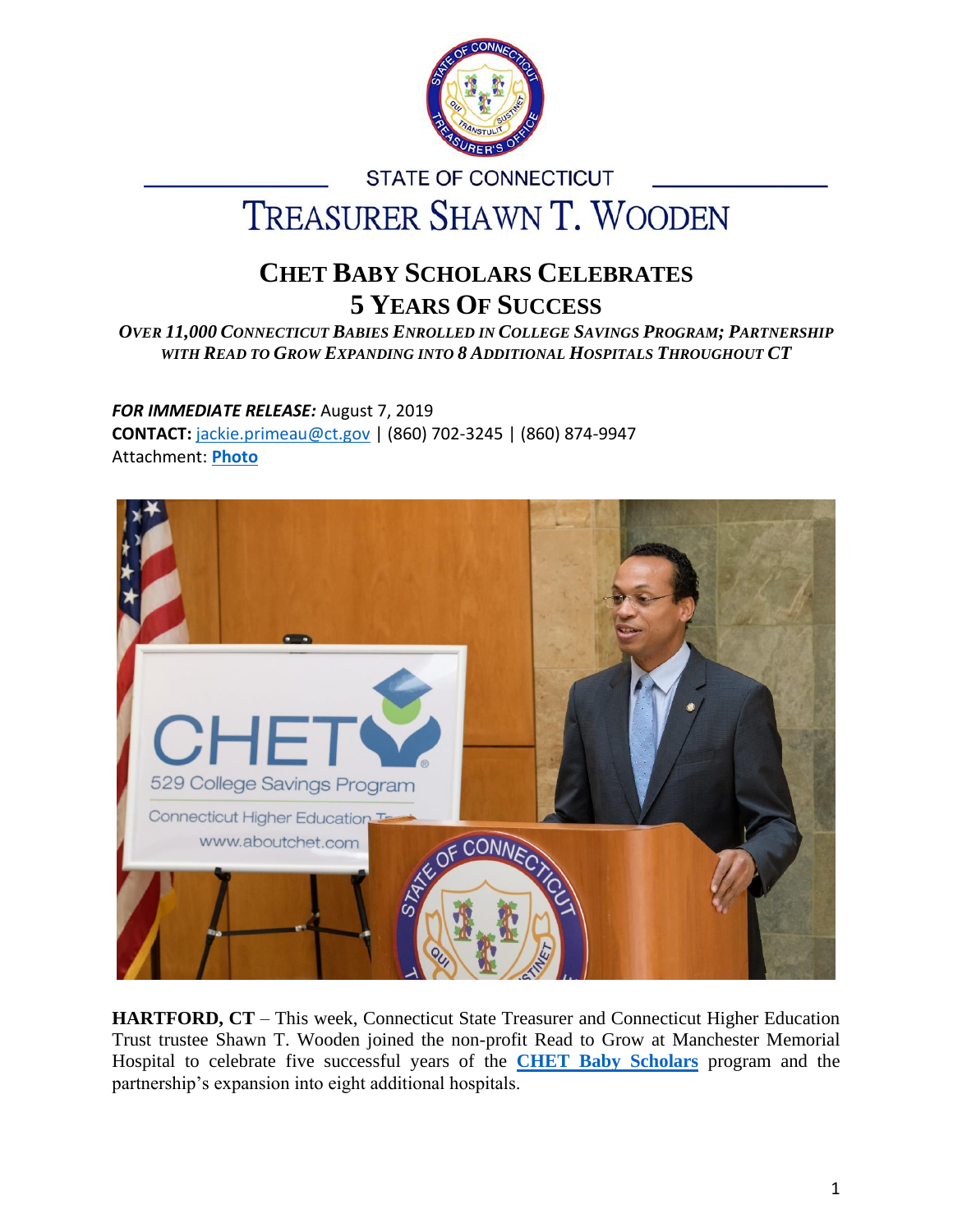STATE OF CONNECTICUT

# TREASURER SHAWN T. WOODEN

## CHET BABY SCHOLARS CELEBRATES 5 YEARS OF SUCCESS

***OVER 11,000 CONNECTICUT BABIES ENROLLED IN COLLEGE SAVINGS PROGRAM; PARTNERSHIP WITH READ TO GROW EXPANDING INTO 8 ADDITIONAL HOSPITALS THROUGHOUT CT***

***FOR IMMEDIATE RELEASE:*** August 7, 2019
**CONTACT:** jackie.primeau@ct.gov | (860) 702-3245 | (860) 874-9947
Attachment: **Photo**

**HARTFORD, CT** – This week, Connecticut State Treasurer and Connecticut Higher Education Trust trustee Shawn T. Wooden joined the non-profit Read to Grow at Manchester Memorial Hospital to celebrate five successful years of the **CHET Baby Scholars** program and the partnership's expansion into eight additional hospitals.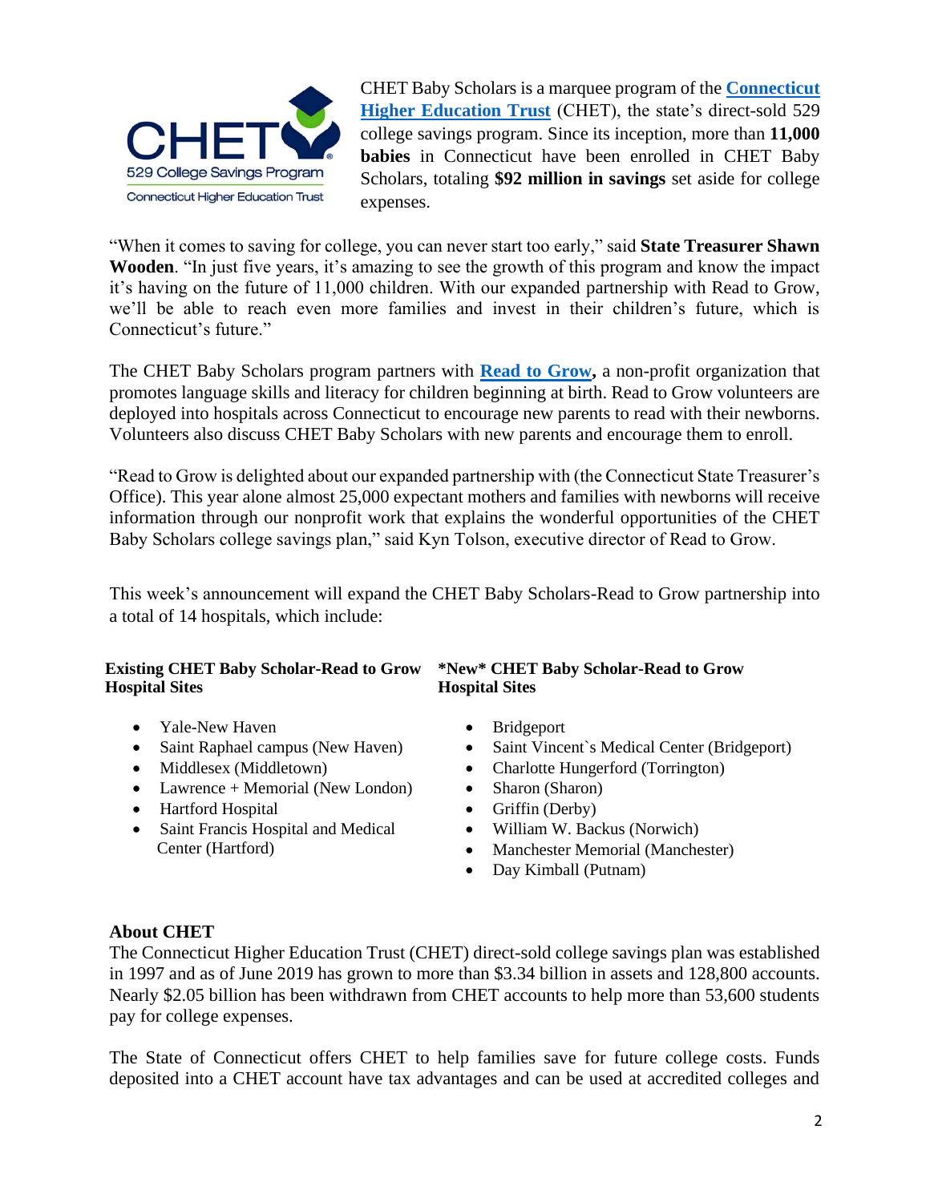CHET Baby Scholars is a marquee program of the **[Connecticut Higher Education Trust](#)** (CHET), the state's direct-sold 529 college savings program. Since its inception, more than **11,000 babies** in Connecticut have been enrolled in CHET Baby Scholars, totaling **$92 million in savings** set aside for college expenses.

"When it comes to saving for college, you can never start too early," said **State Treasurer Shawn Wooden**. "In just five years, it's amazing to see the growth of this program and know the impact it's having on the future of 11,000 children. With our expanded partnership with Read to Grow, we'll be able to reach even more families and invest in their children's future, which is Connecticut's future."

The CHET Baby Scholars program partners with **[Read to Grow](#),** a non-profit organization that promotes language skills and literacy for children beginning at birth. Read to Grow volunteers are deployed into hospitals across Connecticut to encourage new parents to read with their newborns. Volunteers also discuss CHET Baby Scholars with new parents and encourage them to enroll.

"Read to Grow is delighted about our expanded partnership with (the Connecticut State Treasurer's Office). This year alone almost 25,000 expectant mothers and families with newborns will receive information through our nonprofit work that explains the wonderful opportunities of the CHET Baby Scholars college savings plan," said Kyn Tolson, executive director of Read to Grow.

This week's announcement will expand the CHET Baby Scholars-Read to Grow partnership into a total of 14 hospitals, which include:

**Existing CHET Baby Scholar-Read to Grow Hospital Sites**

- Yale-New Haven
- Saint Raphael campus (New Haven)
- Middlesex (Middletown)
- Lawrence + Memorial (New London)
- Hartford Hospital
- Saint Francis Hospital and Medical Center (Hartford)

**\*New\* CHET Baby Scholar-Read to Grow Hospital Sites**

- Bridgeport
- Saint Vincent`s Medical Center (Bridgeport)
- Charlotte Hungerford (Torrington)
- Sharon (Sharon)
- Griffin (Derby)
- William W. Backus (Norwich)
- Manchester Memorial (Manchester)
- Day Kimball (Putnam)

## About CHET

The Connecticut Higher Education Trust (CHET) direct-sold college savings plan was established in 1997 and as of June 2019 has grown to more than $3.34 billion in assets and 128,800 accounts. Nearly $2.05 billion has been withdrawn from CHET accounts to help more than 53,600 students pay for college expenses.

The State of Connecticut offers CHET to help families save for future college costs. Funds deposited into a CHET account have tax advantages and can be used at accredited colleges and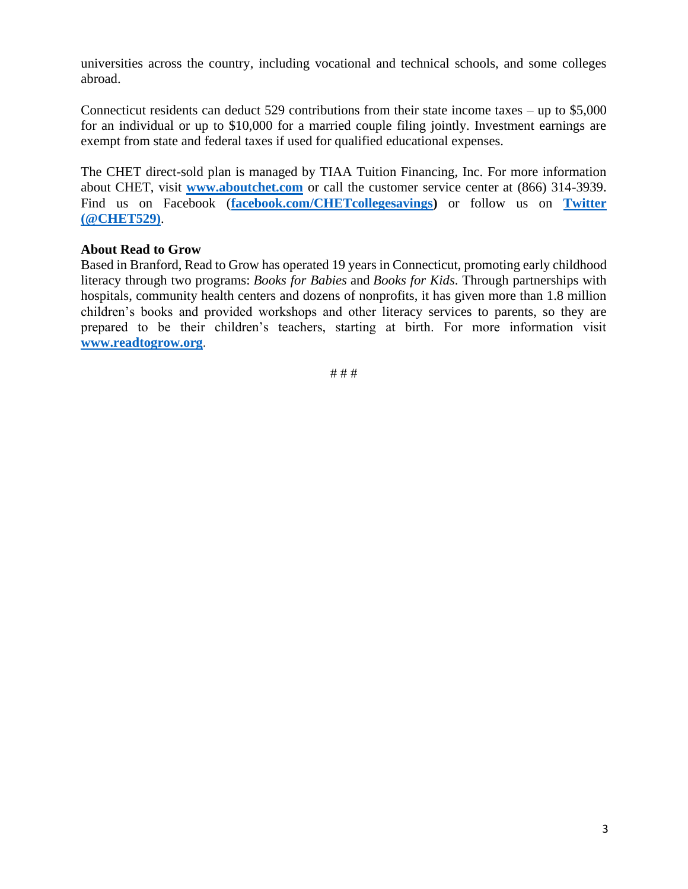universities across the country, including vocational and technical schools, and some colleges abroad.

Connecticut residents can deduct 529 contributions from their state income taxes – up to $5,000 for an individual or up to $10,000 for a married couple filing jointly. Investment earnings are exempt from state and federal taxes if used for qualified educational expenses.

The CHET direct-sold plan is managed by TIAA Tuition Financing, Inc. For more information about CHET, visit **www.aboutchet.com** or call the customer service center at (866) 314-3939. Find us on Facebook (**facebook.com/CHETcollegesavings**) or follow us on **Twitter (@CHET529)**.

**About Read to Grow**

Based in Branford, Read to Grow has operated 19 years in Connecticut, promoting early childhood literacy through two programs: *Books for Babies* and *Books for Kids*. Through partnerships with hospitals, community health centers and dozens of nonprofits, it has given more than 1.8 million children's books and provided workshops and other literacy services to parents, so they are prepared to be their children's teachers, starting at birth. For more information visit **www.readtogrow.org**.

# # #